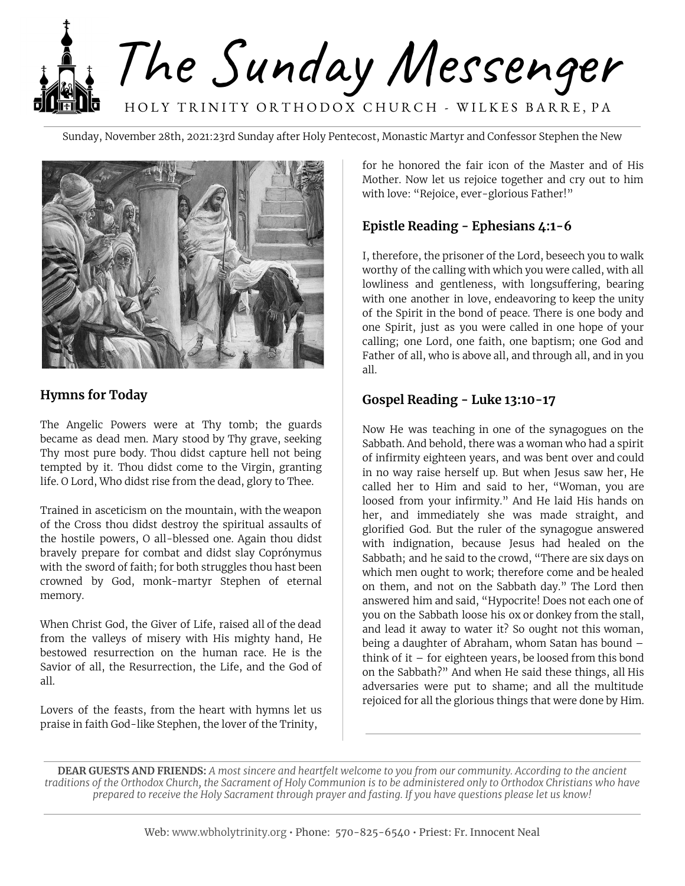# The Sunday Messenger

HOLY TRINITY ORTHODOX CHURCH - WILKES BARRE, PA

Sunday, November 28th, 2021:23rd Sunday after Holy Pentecost, Monastic Martyr and Confessor Stephen the New

## Hymns for Today

The Angelic Powers were at Thy tomb; the guards became as dead men. Mary stood by Thy grave, seeking Thy most pure body. Thou didst capture hell not being tempted by it. Thou didst come to the Virgin, granting life. O Lord, Who didst rise from the dead, glory to Thee.

Trained in asceticism on the mountain, with the weapon of the Cross thou didst destroy the spiritual assaults of the hostile powers, O all-blessed one. Again thou didst bravely prepare for combat and didst slay Coprónymus with the sword of faith; for both struggles thou hast been crowned by God, monk-martyr Stephen of eternal memory.

When Christ God, the Giver of Life, raised all of the dead from the valleys of misery with His mighty hand, He bestowed resurrection on the human race. He is the Savior of all, the Resurrection, the Life, and the God of all.

Lovers of the feasts, from the heart with hymns let us praise in faith God-like Stephen, the lover of the Trinity, for he honored the fair icon of the Master and of His Mother. Now let us rejoice together and cry out to him with love: "Rejoice, ever-glorious Father!"

## Epistle Reading - Ephesians 4:1-6

I, therefore, the prisoner of the Lord, beseech you to walk worthy of the calling with which you were called, with all lowliness and gentleness, with longsuffering, bearing with one another in love, endeavoring to keep the unity of the Spirit in the bond of peace. There is one body and one Spirit, just as you were called in one hope of your calling; one Lord, one faith, one baptism; one God and Father of all, who is above all, and through all, and in you all.

## Gospel Reading - Luke 13:10-17

Now He was teaching in one of the synagogues on the Sabbath. And behold, there was a woman who had a spirit of infirmity eighteen years, and was bent over and could in no way raise herself up. But when Jesus saw her, He called her to Him and said to her, "Woman, you are loosed from your infirmity." And He laid His hands on her, and immediately she was made straight, and glorified God. But the ruler of the synagogue answered with indignation, because Jesus had healed on the Sabbath; and he said to the crowd, "There are six days on which men ought to work; therefore come and be healed on them, and not on the Sabbath day." The Lord then answered him and said, "Hypocrite! Does not each one of you on the Sabbath loose his ox or donkey from the stall, and lead it away to water it? So ought not this woman, being a daughter of Abraham, whom Satan has bound – think of it – for eighteen years, be loosed from this bond on the Sabbath?" And when He said these things, all His adversaries were put to shame; and all the multitude rejoiced for all the glorious things that were done by Him.

---

**DEAR GUESTS AND FRIENDS:** *A most sincere and heartfelt welcome to you from our community. According to the ancient traditions of the Orthodox Church, the Sacrament of Holy Communion is to be administered only to Orthodox Christians who have prepared to receive the Holy Sacrament through prayer and fasting. If you have questions please let us know!*

---

Web: www.wbholytrinity.org • Phone: 570-825-6540 • Priest: Fr. Innocent Neal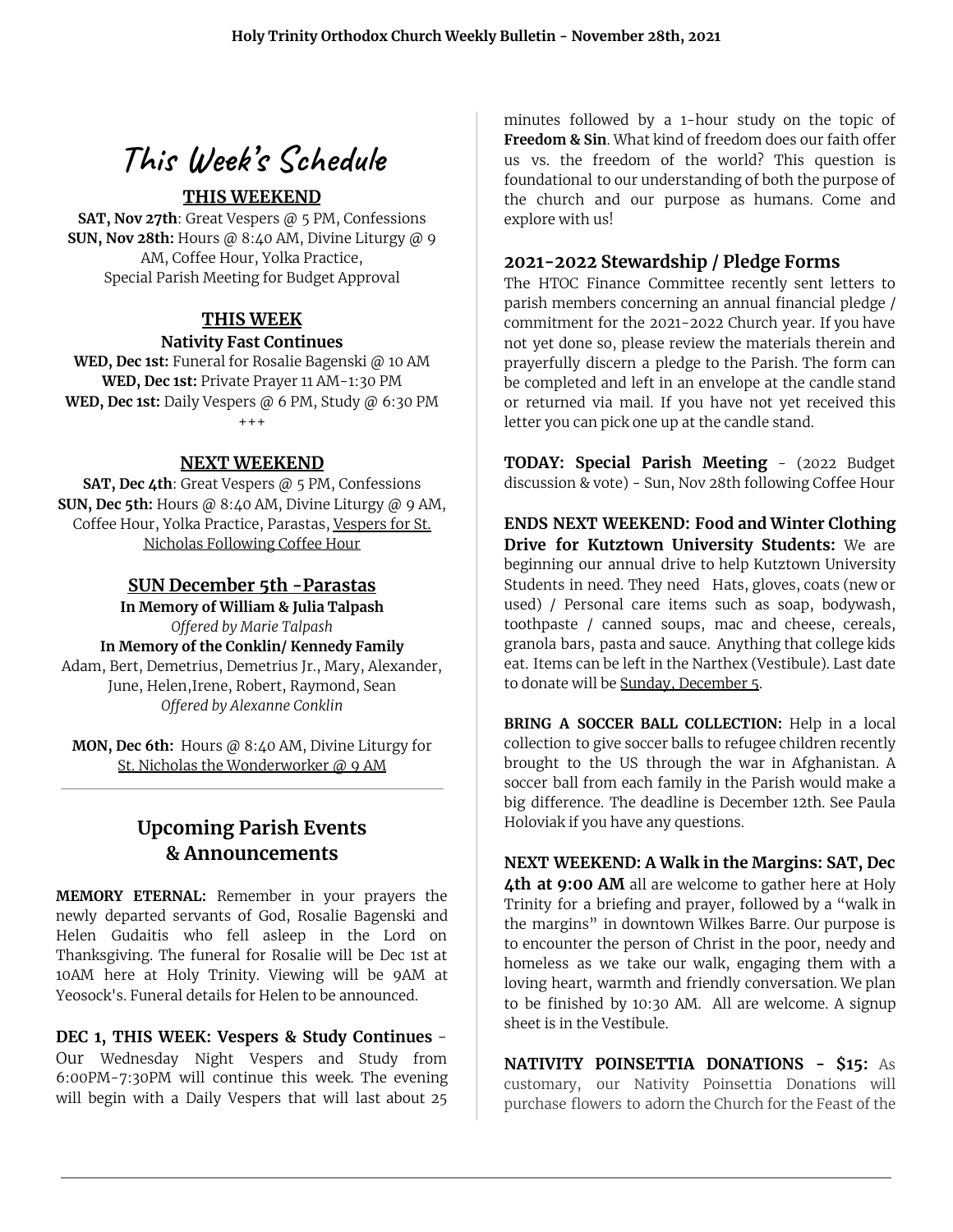# This Week's Schedule

**THIS WEEKEND**

**SAT, Nov 27th**: Great Vespers @ 5 PM, Confessions
**SUN, Nov 28th:** Hours @ 8:40 AM, Divine Liturgy @ 9 AM, Coffee Hour, Yolka Practice, Special Parish Meeting for Budget Approval

**THIS WEEK**

**Nativity Fast Continues**

**WED, Dec 1st:** Funeral for Rosalie Bagenski @ 10 AM
**WED, Dec 1st:** Private Prayer 11 AM-1:30 PM
**WED, Dec 1st:** Daily Vespers @ 6 PM, Study @ 6:30 PM

+++

**NEXT WEEKEND**

**SAT, Dec 4th**: Great Vespers @ 5 PM, Confessions
**SUN, Dec 5th:** Hours @ 8:40 AM, Divine Liturgy @ 9 AM, Coffee Hour, Yolka Practice, Parastas, Vespers for St. Nicholas Following Coffee Hour

**SUN December 5th -Parastas**

**In Memory of William & Julia Talpash**
*Offered by Marie Talpash*
**In Memory of the Conklin/ Kennedy Family**
Adam, Bert, Demetrius, Demetrius Jr., Mary, Alexander, June, Helen,Irene, Robert, Raymond, Sean
*Offered by Alexanne Conklin*

**MON, Dec 6th:** Hours @ 8:40 AM, Divine Liturgy for St. Nicholas the Wonderworker @ 9 AM

## Upcoming Parish Events & Announcements

**MEMORY ETERNAL:** Remember in your prayers the newly departed servants of God, Rosalie Bagenski and Helen Gudaitis who fell asleep in the Lord on Thanksgiving. The funeral for Rosalie will be Dec 1st at 10AM here at Holy Trinity. Viewing will be 9AM at Yeosock's. Funeral details for Helen to be announced.

**DEC 1, THIS WEEK: Vespers & Study Continues** - Our Wednesday Night Vespers and Study from 6:00PM-7:30PM will continue this week. The evening will begin with a Daily Vespers that will last about 25 minutes followed by a 1-hour study on the topic of **Freedom & Sin**. What kind of freedom does our faith offer us vs. the freedom of the world? This question is foundational to our understanding of both the purpose of the church and our purpose as humans. Come and explore with us!

### 2021-2022 Stewardship / Pledge Forms

The HTOC Finance Committee recently sent letters to parish members concerning an annual financial pledge / commitment for the 2021-2022 Church year. If you have not yet done so, please review the materials therein and prayerfully discern a pledge to the Parish. The form can be completed and left in an envelope at the candle stand or returned via mail. If you have not yet received this letter you can pick one up at the candle stand.

**TODAY: Special Parish Meeting** - (2022 Budget discussion & vote) - Sun, Nov 28th following Coffee Hour

**ENDS NEXT WEEKEND: Food and Winter Clothing Drive for Kutztown University Students:** We are beginning our annual drive to help Kutztown University Students in need. They need Hats, gloves, coats (new or used) / Personal care items such as soap, bodywash, toothpaste / canned soups, mac and cheese, cereals, granola bars, pasta and sauce. Anything that college kids eat. Items can be left in the Narthex (Vestibule). Last date to donate will be Sunday, December 5.

**BRING A SOCCER BALL COLLECTION:** Help in a local collection to give soccer balls to refugee children recently brought to the US through the war in Afghanistan. A soccer ball from each family in the Parish would make a big difference. The deadline is December 12th. See Paula Holoviak if you have any questions.

**NEXT WEEKEND: A Walk in the Margins: SAT, Dec 4th at 9:00 AM** all are welcome to gather here at Holy Trinity for a briefing and prayer, followed by a "walk in the margins" in downtown Wilkes Barre. Our purpose is to encounter the person of Christ in the poor, needy and homeless as we take our walk, engaging them with a loving heart, warmth and friendly conversation. We plan to be finished by 10:30 AM. All are welcome. A signup sheet is in the Vestibule.

**NATIVITY POINSETTIA DONATIONS - $15:** As customary, our Nativity Poinsettia Donations will purchase flowers to adorn the Church for the Feast of the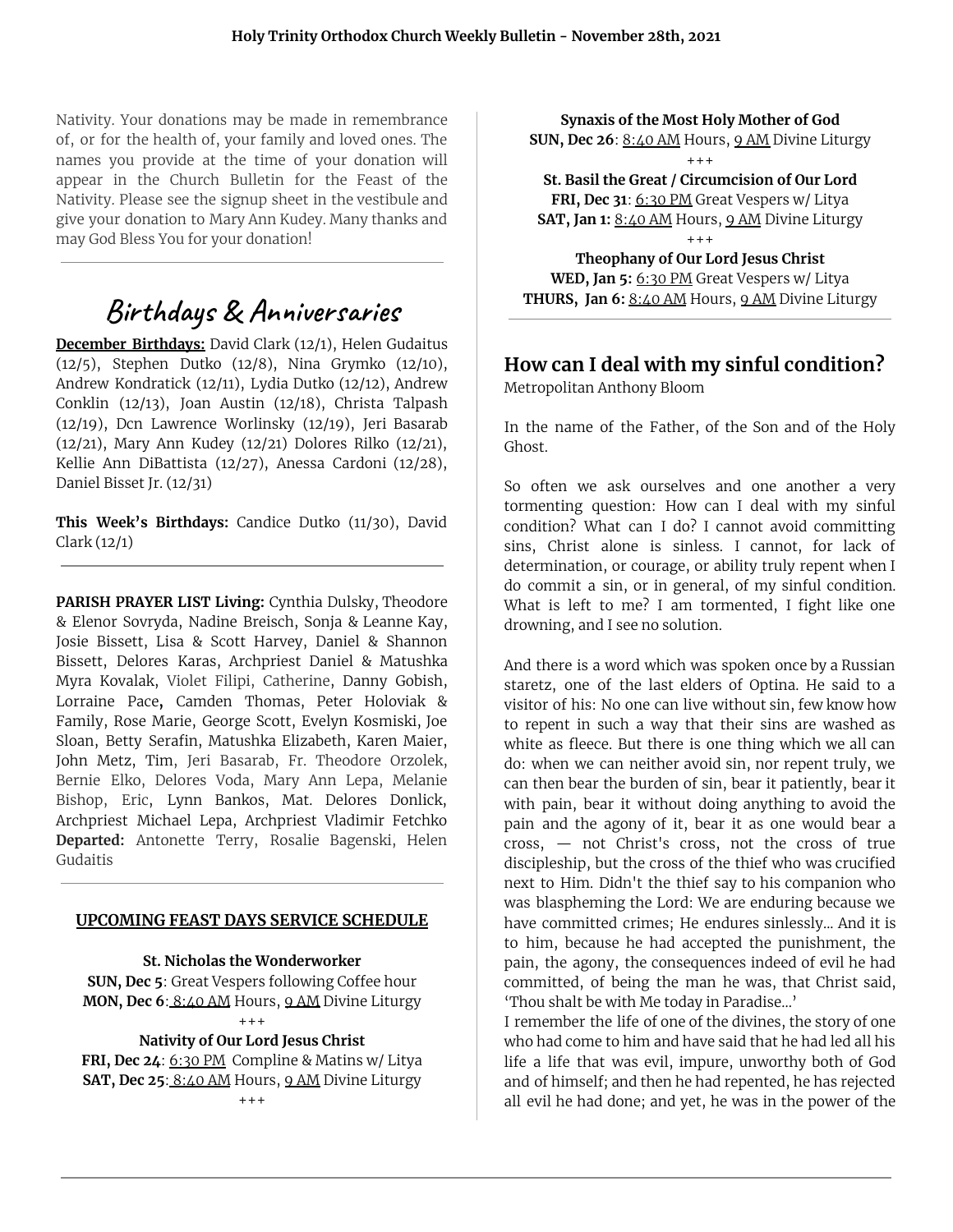Nativity. Your donations may be made in remembrance of, or for the health of, your family and loved ones. The names you provide at the time of your donation will appear in the Church Bulletin for the Feast of the Nativity. Please see the signup sheet in the vestibule and give your donation to Mary Ann Kudey. Many thanks and may God Bless You for your donation!

---

# Birthdays & Anniversaries

**December Birthdays:** David Clark (12/1), Helen Gudaitus (12/5), Stephen Dutko (12/8), Nina Grymko (12/10), Andrew Kondratick (12/11), Lydia Dutko (12/12), Andrew Conklin (12/13), Joan Austin (12/18), Christa Talpash (12/19), Dcn Lawrence Worlinsky (12/19), Jeri Basarab (12/21), Mary Ann Kudey (12/21) Dolores Rilko (12/21), Kellie Ann DiBattista (12/27), Anessa Cardoni (12/28), Daniel Bisset Jr. (12/31)

**This Week's Birthdays:** Candice Dutko (11/30), David Clark (12/1)

---

**PARISH PRAYER LIST Living:** Cynthia Dulsky, Theodore & Elenor Sovryda, Nadine Breisch, Sonja & Leanne Kay, Josie Bissett, Lisa & Scott Harvey, Daniel & Shannon Bissett, Delores Karas, Archpriest Daniel & Matushka Myra Kovalak, Violet Filipi, Catherine, Danny Gobish, Lorraine Pace, Camden Thomas, Peter Holoviak & Family, Rose Marie, George Scott, Evelyn Kosmiski, Joe Sloan, Betty Serafin, Matushka Elizabeth, Karen Maier, John Metz, Tim, Jeri Basarab, Fr. Theodore Orzolek, Bernie Elko, Delores Voda, Mary Ann Lepa, Melanie Bishop, Eric, Lynn Bankos, Mat. Delores Donlick, Archpriest Michael Lepa, Archpriest Vladimir Fetchko **Departed:** Antonette Terry, Rosalie Bagenski, Helen Gudaitis

---

**UPCOMING FEAST DAYS SERVICE SCHEDULE**

**St. Nicholas the Wonderworker**
**SUN, Dec 5**: Great Vespers following Coffee hour
**MON, Dec 6**: 8:40 AM Hours, 9 AM Divine Liturgy

+++

**Nativity of Our Lord Jesus Christ**
**FRI, Dec 24**: 6:30 PM Compline & Matins w/ Litya
**SAT, Dec 25**: 8:40 AM Hours, 9 AM Divine Liturgy

+++

**Synaxis of the Most Holy Mother of God**
**SUN, Dec 26**: 8:40 AM Hours, 9 AM Divine Liturgy

+++

**St. Basil the Great / Circumcision of Our Lord**
**FRI, Dec 31**: 6:30 PM Great Vespers w/ Litya
**SAT, Jan 1:** 8:40 AM Hours, 9 AM Divine Liturgy

+++

**Theophany of Our Lord Jesus Christ**
**WED, Jan 5:** 6:30 PM Great Vespers w/ Litya
**THURS, Jan 6:** 8:40 AM Hours, 9 AM Divine Liturgy

---

## How can I deal with my sinful condition?

Metropolitan Anthony Bloom

In the name of the Father, of the Son and of the Holy Ghost.

So often we ask ourselves and one another a very tormenting question: How can I deal with my sinful condition? What can I do? I cannot avoid committing sins, Christ alone is sinless. I cannot, for lack of determination, or courage, or ability truly repent when I do commit a sin, or in general, of my sinful condition. What is left to me? I am tormented, I fight like one drowning, and I see no solution.

And there is a word which was spoken once by a Russian staretz, one of the last elders of Optina. He said to a visitor of his: No one can live without sin, few know how to repent in such a way that their sins are washed as white as fleece. But there is one thing which we all can do: when we can neither avoid sin, nor repent truly, we can then bear the burden of sin, bear it patiently, bear it with pain, bear it without doing anything to avoid the pain and the agony of it, bear it as one would bear a cross, — not Christ's cross, not the cross of true discipleship, but the cross of the thief who was crucified next to Him. Didn't the thief say to his companion who was blaspheming the Lord: We are enduring because we have committed crimes; He endures sinlessly... And it is to him, because he had accepted the punishment, the pain, the agony, the consequences indeed of evil he had committed, of being the man he was, that Christ said, 'Thou shalt be with Me today in Paradise...'

I remember the life of one of the divines, the story of one who had come to him and have said that he had led all his life a life that was evil, impure, unworthy both of God and of himself; and then he had repented, he has rejected all evil he had done; and yet, he was in the power of the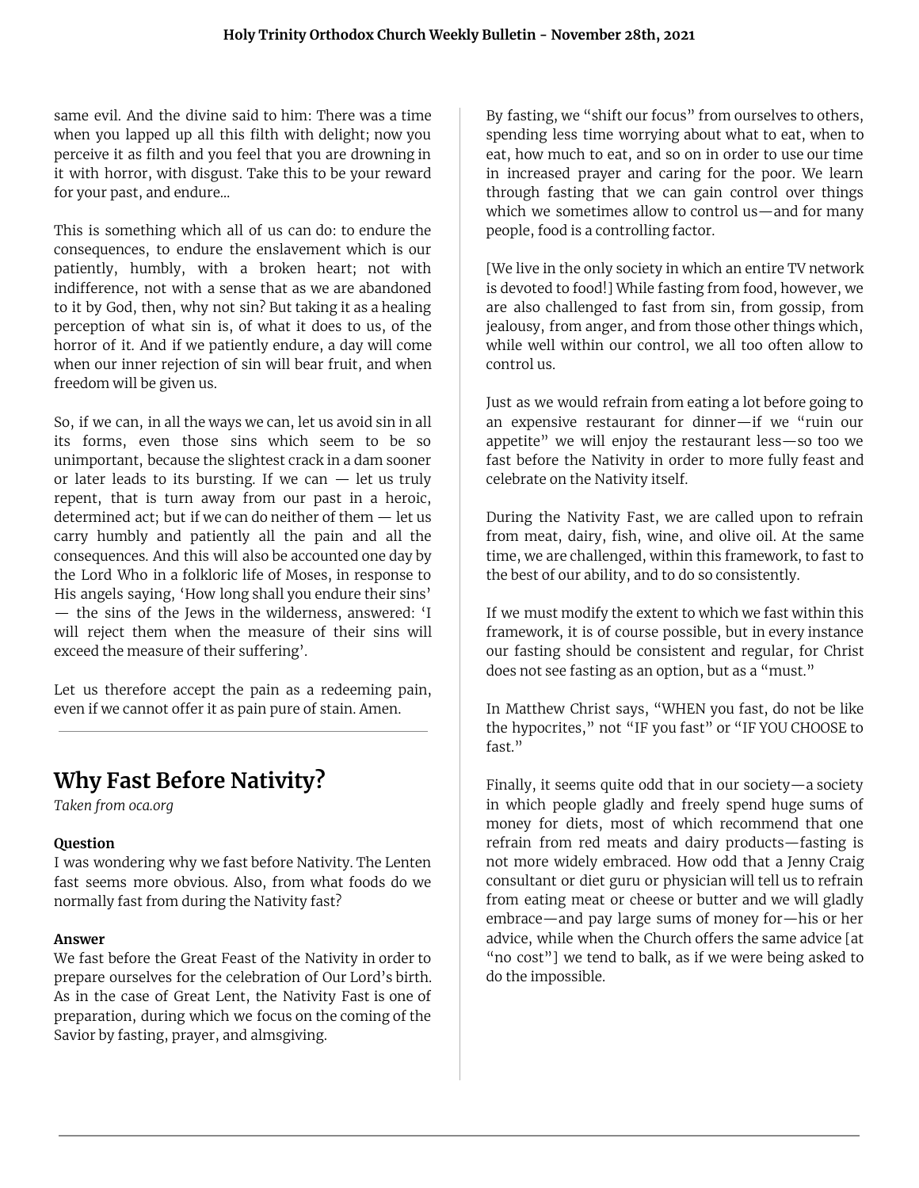same evil. And the divine said to him: There was a time when you lapped up all this filth with delight; now you perceive it as filth and you feel that you are drowning in it with horror, with disgust. Take this to be your reward for your past, and endure...

This is something which all of us can do: to endure the consequences, to endure the enslavement which is our patiently, humbly, with a broken heart; not with indifference, not with a sense that as we are abandoned to it by God, then, why not sin? But taking it as a healing perception of what sin is, of what it does to us, of the horror of it. And if we patiently endure, a day will come when our inner rejection of sin will bear fruit, and when freedom will be given us.

So, if we can, in all the ways we can, let us avoid sin in all its forms, even those sins which seem to be so unimportant, because the slightest crack in a dam sooner or later leads to its bursting. If we can — let us truly repent, that is turn away from our past in a heroic, determined act; but if we can do neither of them — let us carry humbly and patiently all the pain and all the consequences. And this will also be accounted one day by the Lord Who in a folkloric life of Moses, in response to His angels saying, 'How long shall you endure their sins' — the sins of the Jews in the wilderness, answered: 'I will reject them when the measure of their sins will exceed the measure of their suffering'.

Let us therefore accept the pain as a redeeming pain, even if we cannot offer it as pain pure of stain. Amen.

---

## Why Fast Before Nativity?

*Taken from oca.org*

**Question**
I was wondering why we fast before Nativity. The Lenten fast seems more obvious. Also, from what foods do we normally fast from during the Nativity fast?

**Answer**
We fast before the Great Feast of the Nativity in order to prepare ourselves for the celebration of Our Lord's birth. As in the case of Great Lent, the Nativity Fast is one of preparation, during which we focus on the coming of the Savior by fasting, prayer, and almsgiving.

By fasting, we "shift our focus" from ourselves to others, spending less time worrying about what to eat, when to eat, how much to eat, and so on in order to use our time in increased prayer and caring for the poor. We learn through fasting that we can gain control over things which we sometimes allow to control us—and for many people, food is a controlling factor.

[We live in the only society in which an entire TV network is devoted to food!] While fasting from food, however, we are also challenged to fast from sin, from gossip, from jealousy, from anger, and from those other things which, while well within our control, we all too often allow to control us.

Just as we would refrain from eating a lot before going to an expensive restaurant for dinner—if we "ruin our appetite" we will enjoy the restaurant less—so too we fast before the Nativity in order to more fully feast and celebrate on the Nativity itself.

During the Nativity Fast, we are called upon to refrain from meat, dairy, fish, wine, and olive oil. At the same time, we are challenged, within this framework, to fast to the best of our ability, and to do so consistently.

If we must modify the extent to which we fast within this framework, it is of course possible, but in every instance our fasting should be consistent and regular, for Christ does not see fasting as an option, but as a "must."

In Matthew Christ says, "WHEN you fast, do not be like the hypocrites," not "IF you fast" or "IF YOU CHOOSE to fast."

Finally, it seems quite odd that in our society—a society in which people gladly and freely spend huge sums of money for diets, most of which recommend that one refrain from red meats and dairy products—fasting is not more widely embraced. How odd that a Jenny Craig consultant or diet guru or physician will tell us to refrain from eating meat or cheese or butter and we will gladly embrace—and pay large sums of money for—his or her advice, while when the Church offers the same advice [at "no cost"] we tend to balk, as if we were being asked to do the impossible.